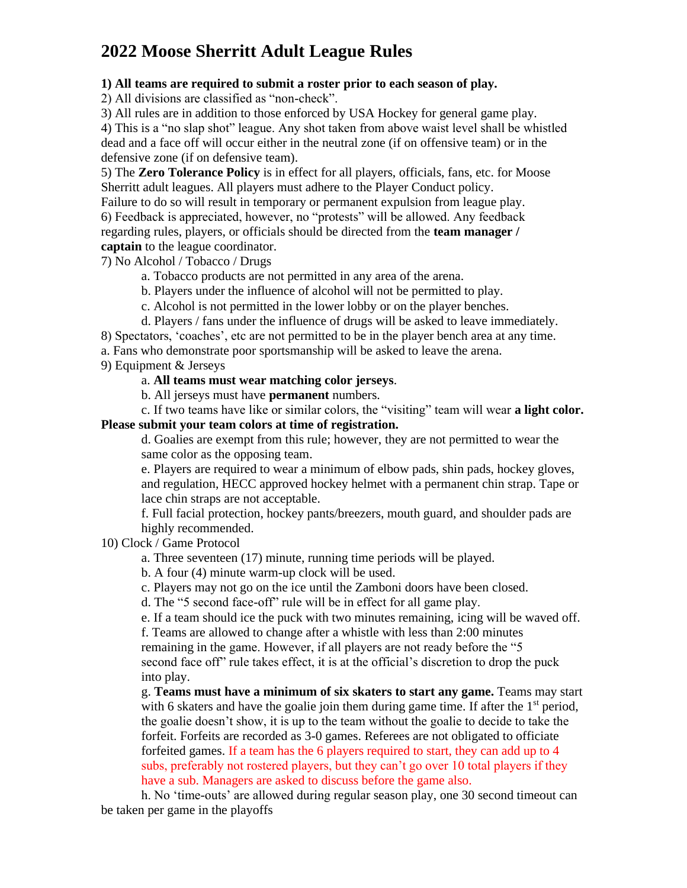# 2022 Moose Sherritt Adult League Rules

**1) All teams are required to submit a roster prior to each season of play.**

2) All divisions are classified as "non-check".

3) All rules are in addition to those enforced by USA Hockey for general game play.

4) This is a "no slap shot" league. Any shot taken from above waist level shall be whistled dead and a face off will occur either in the neutral zone (if on offensive team) or in the defensive zone (if on defensive team).

5) The **Zero Tolerance Policy** is in effect for all players, officials, fans, etc. for Moose Sherritt adult leagues. All players must adhere to the Player Conduct policy. Failure to do so will result in temporary or permanent expulsion from league play.

6) Feedback is appreciated, however, no "protests" will be allowed. Any feedback regarding rules, players, or officials should be directed from the **team manager / captain** to the league coordinator.

7) No Alcohol / Tobacco / Drugs

- a. Tobacco products are not permitted in any area of the arena.
- b. Players under the influence of alcohol will not be permitted to play.
- c. Alcohol is not permitted in the lower lobby or on the player benches.
- d. Players / fans under the influence of drugs will be asked to leave immediately.

8) Spectators, 'coaches', etc are not permitted to be in the player bench area at any time.

a. Fans who demonstrate poor sportsmanship will be asked to leave the arena.

9) Equipment & Jerseys

- a. **All teams must wear matching color jerseys**.
- b. All jerseys must have **permanent** numbers.
- c. If two teams have like or similar colors, the "visiting" team will wear **a light color. Please submit your team colors at time of registration.**
- d. Goalies are exempt from this rule; however, they are not permitted to wear the same color as the opposing team.
- e. Players are required to wear a minimum of elbow pads, shin pads, hockey gloves, and regulation, HECC approved hockey helmet with a permanent chin strap. Tape or lace chin straps are not acceptable.
- f. Full facial protection, hockey pants/breezers, mouth guard, and shoulder pads are highly recommended.

10) Clock / Game Protocol

- a. Three seventeen (17) minute, running time periods will be played.
- b. A four (4) minute warm-up clock will be used.
- c. Players may not go on the ice until the Zamboni doors have been closed.
- d. The "5 second face-off" rule will be in effect for all game play.
- e. If a team should ice the puck with two minutes remaining, icing will be waved off.
- f. Teams are allowed to change after a whistle with less than 2:00 minutes remaining in the game. However, if all players are not ready before the "5 second face off" rule takes effect, it is at the official's discretion to drop the puck into play.
- g. **Teams must have a minimum of six skaters to start any game.** Teams may start with 6 skaters and have the goalie join them during game time. If after the 1st period, the goalie doesn't show, it is up to the team without the goalie to decide to take the forfeit. Forfeits are recorded as 3-0 games. Referees are not obligated to officiate forfeited games. If a team has the 6 players required to start, they can add up to 4 subs, preferably not rostered players, but they can't go over 10 total players if they have a sub. Managers are asked to discuss before the game also.
- h. No 'time-outs' are allowed during regular season play, one 30 second timeout can be taken per game in the playoffs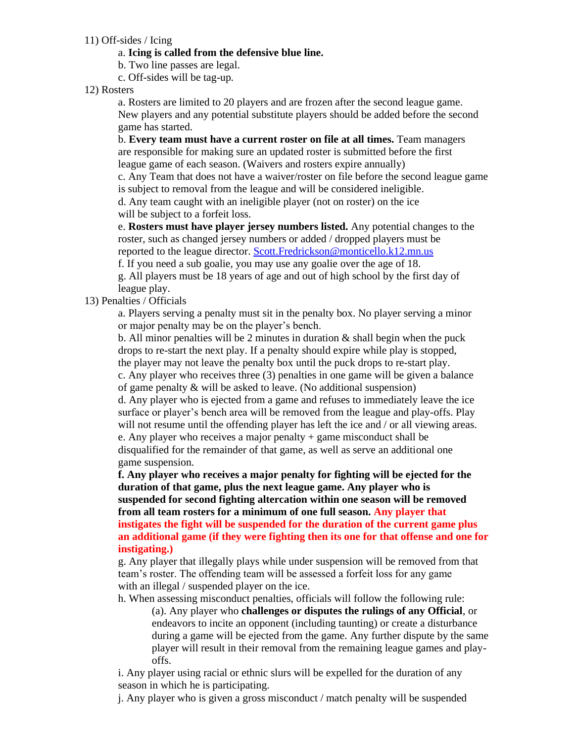11) Off-sides / Icing

a. **Icing is called from the defensive blue line.**

b. Two line passes are legal.

c. Off-sides will be tag-up.

12) Rosters

a. Rosters are limited to 20 players and are frozen after the second league game. New players and any potential substitute players should be added before the second game has started.

b. **Every team must have a current roster on file at all times.** Team managers are responsible for making sure an updated roster is submitted before the first league game of each season. (Waivers and rosters expire annually)

c. Any Team that does not have a waiver/roster on file before the second league game is subject to removal from the league and will be considered ineligible.

d. Any team caught with an ineligible player (not on roster) on the ice will be subject to a forfeit loss.

e. **Rosters must have player jersey numbers listed.** Any potential changes to the roster, such as changed jersey numbers or added / dropped players must be reported to the league director. Scott.Fredrickson@monticello.k12.mn.us

f. If you need a sub goalie, you may use any goalie over the age of 18.

g. All players must be 18 years of age and out of high school by the first day of league play.

13) Penalties / Officials

a. Players serving a penalty must sit in the penalty box. No player serving a minor or major penalty may be on the player's bench.

b. All minor penalties will be 2 minutes in duration & shall begin when the puck drops to re-start the next play. If a penalty should expire while play is stopped, the player may not leave the penalty box until the puck drops to re-start play.

c. Any player who receives three (3) penalties in one game will be given a balance of game penalty & will be asked to leave. (No additional suspension)

d. Any player who is ejected from a game and refuses to immediately leave the ice surface or player's bench area will be removed from the league and play-offs. Play will not resume until the offending player has left the ice and / or all viewing areas.

e. Any player who receives a major penalty + game misconduct shall be disqualified for the remainder of that game, as well as serve an additional one game suspension.

**f. Any player who receives a major penalty for fighting will be ejected for the duration of that game, plus the next league game. Any player who is suspended for second fighting altercation within one season will be removed from all team rosters for a minimum of one full season. Any player that instigates the fight will be suspended for the duration of the current game plus an additional game (if they were fighting then its one for that offense and one for instigating.)**

g. Any player that illegally plays while under suspension will be removed from that team's roster. The offending team will be assessed a forfeit loss for any game with an illegal / suspended player on the ice.

h. When assessing misconduct penalties, officials will follow the following rule:

(a). Any player who **challenges or disputes the rulings of any Official**, or endeavors to incite an opponent (including taunting) or create a disturbance during a game will be ejected from the game. Any further dispute by the same player will result in their removal from the remaining league games and play-offs.

i. Any player using racial or ethnic slurs will be expelled for the duration of any season in which he is participating.

j. Any player who is given a gross misconduct / match penalty will be suspended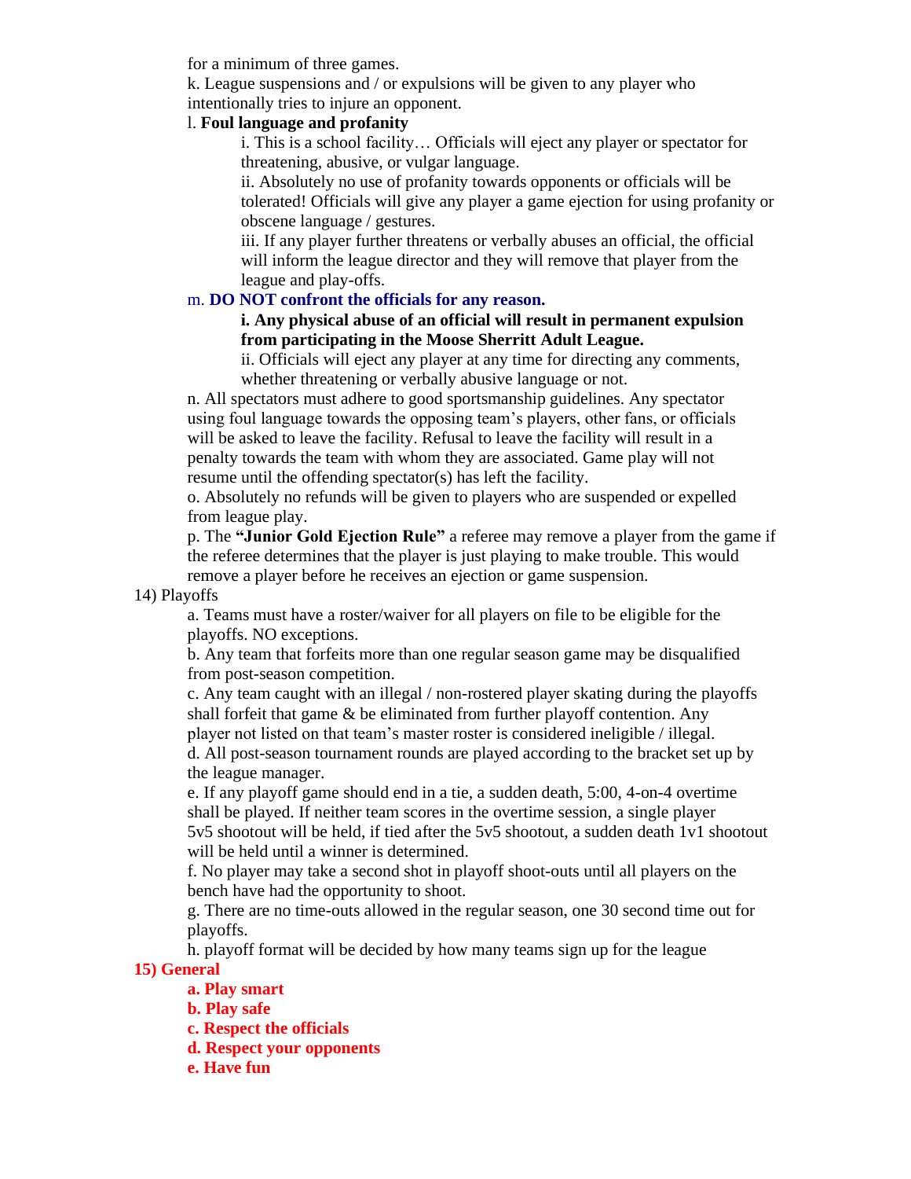for a minimum of three games.

k. League suspensions and / or expulsions will be given to any player who intentionally tries to injure an opponent.

l. **Foul language and profanity**

   i. This is a school facility… Officials will eject any player or spectator for threatening, abusive, or vulgar language.

   ii. Absolutely no use of profanity towards opponents or officials will be tolerated! Officials will give any player a game ejection for using profanity or obscene language / gestures.

   iii. If any player further threatens or verbally abuses an official, the official will inform the league director and they will remove that player from the league and play-offs.

m. **DO NOT confront the officials for any reason.**

   **i. Any physical abuse of an official will result in permanent expulsion from participating in the Moose Sherritt Adult League.**

   ii. Officials will eject any player at any time for directing any comments, whether threatening or verbally abusive language or not.

n. All spectators must adhere to good sportsmanship guidelines. Any spectator using foul language towards the opposing team's players, other fans, or officials will be asked to leave the facility. Refusal to leave the facility will result in a penalty towards the team with whom they are associated. Game play will not resume until the offending spectator(s) has left the facility.

o. Absolutely no refunds will be given to players who are suspended or expelled from league play.

p. The **"Junior Gold Ejection Rule"** a referee may remove a player from the game if the referee determines that the player is just playing to make trouble. This would remove a player before he receives an ejection or game suspension.

14) Playoffs

a. Teams must have a roster/waiver for all players on file to be eligible for the playoffs. NO exceptions.

b. Any team that forfeits more than one regular season game may be disqualified from post-season competition.

c. Any team caught with an illegal / non-rostered player skating during the playoffs shall forfeit that game & be eliminated from further playoff contention. Any player not listed on that team's master roster is considered ineligible / illegal.

d. All post-season tournament rounds are played according to the bracket set up by the league manager.

e. If any playoff game should end in a tie, a sudden death, 5:00, 4-on-4 overtime shall be played. If neither team scores in the overtime session, a single player 5v5 shootout will be held, if tied after the 5v5 shootout, a sudden death 1v1 shootout will be held until a winner is determined.

f. No player may take a second shot in playoff shoot-outs until all players on the bench have had the opportunity to shoot.

g. There are no time-outs allowed in the regular season, one 30 second time out for playoffs.

h. playoff format will be decided by how many teams sign up for the league

**15) General**

**a. Play smart**

**b. Play safe**

**c. Respect the officials**

**d. Respect your opponents**

**e. Have fun**